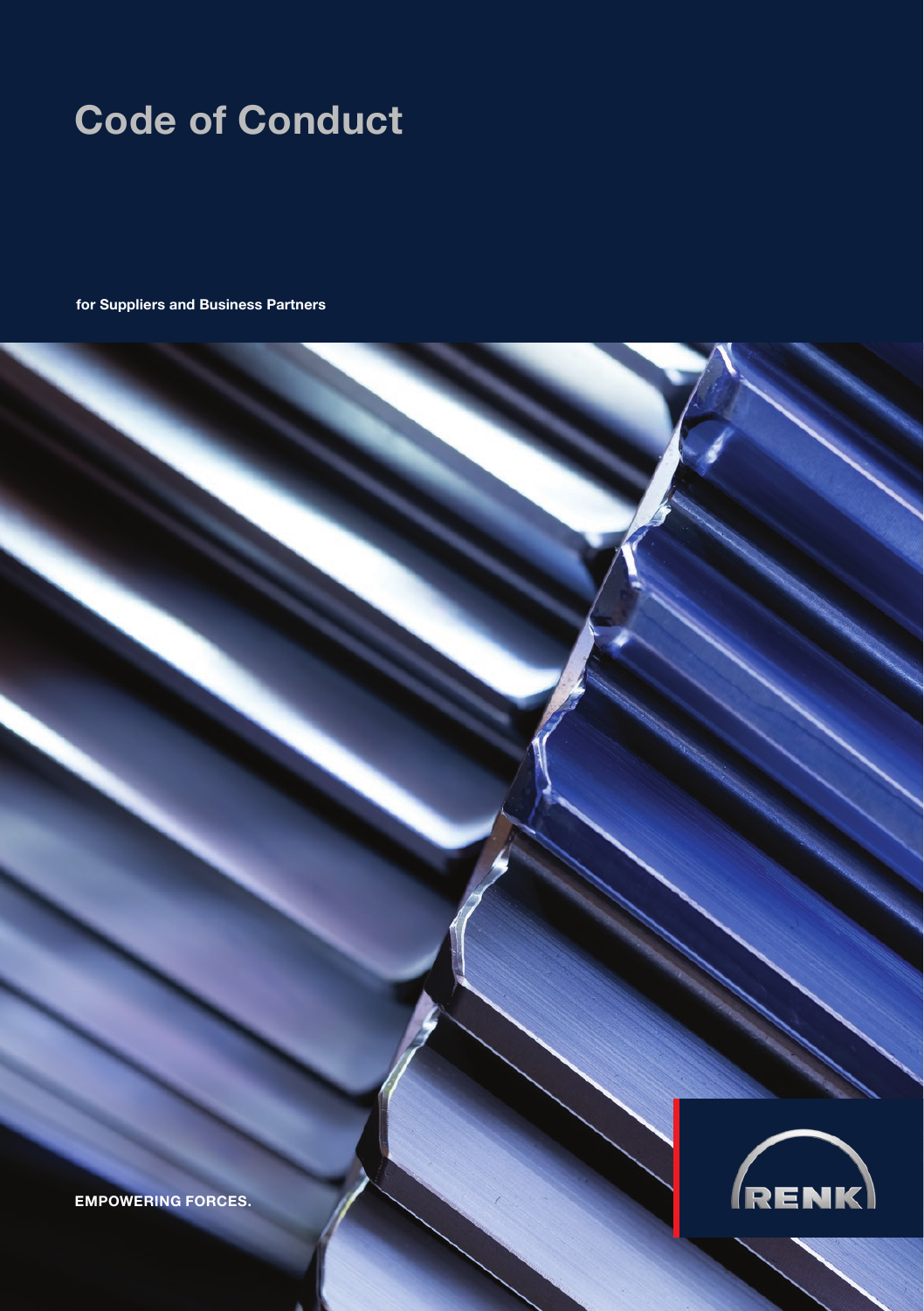# Code of Conduct

**for Suppliers and Business Partners**

**EMPOWERING FORCES.**

RENK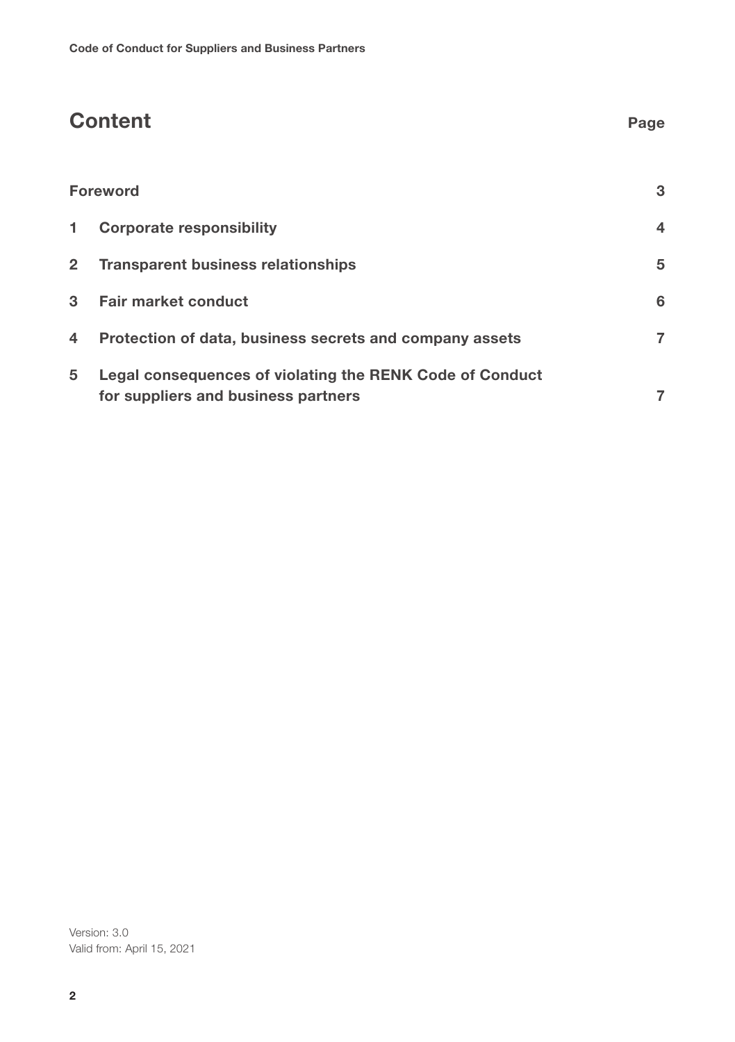# Content

| | | Page |
|---|---|---|
| | **Foreword** | 3 |
| 1 | **Corporate responsibility** | 4 |
| 2 | **Transparent business relationships** | 5 |
| 3 | **Fair market conduct** | 6 |
| 4 | **Protection of data, business secrets and company assets** | 7 |
| 5 | **Legal consequences of violating the RENK Code of Conduct for suppliers and business partners** | 7 |

Version: 3.0
Valid from: April 15, 2021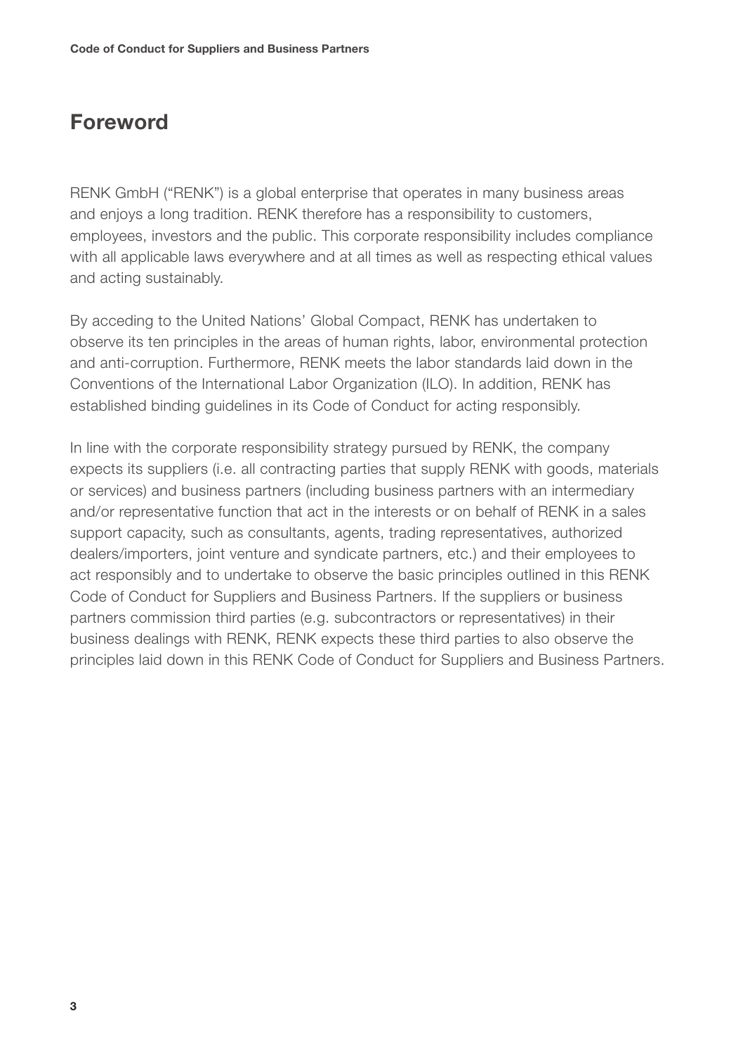## Foreword

RENK GmbH ("RENK") is a global enterprise that operates in many business areas and enjoys a long tradition. RENK therefore has a responsibility to customers, employees, investors and the public. This corporate responsibility includes compliance with all applicable laws everywhere and at all times as well as respecting ethical values and acting sustainably.

By acceding to the United Nations' Global Compact, RENK has undertaken to observe its ten principles in the areas of human rights, labor, environmental protection and anti-corruption. Furthermore, RENK meets the labor standards laid down in the Conventions of the International Labor Organization (ILO). In addition, RENK has established binding guidelines in its Code of Conduct for acting responsibly.

In line with the corporate responsibility strategy pursued by RENK, the company expects its suppliers (i.e. all contracting parties that supply RENK with goods, materials or services) and business partners (including business partners with an intermediary and/or representative function that act in the interests or on behalf of RENK in a sales support capacity, such as consultants, agents, trading representatives, authorized dealers/importers, joint venture and syndicate partners, etc.) and their employees to act responsibly and to undertake to observe the basic principles outlined in this RENK Code of Conduct for Suppliers and Business Partners. If the suppliers or business partners commission third parties (e.g. subcontractors or representatives) in their business dealings with RENK, RENK expects these third parties to also observe the principles laid down in this RENK Code of Conduct for Suppliers and Business Partners.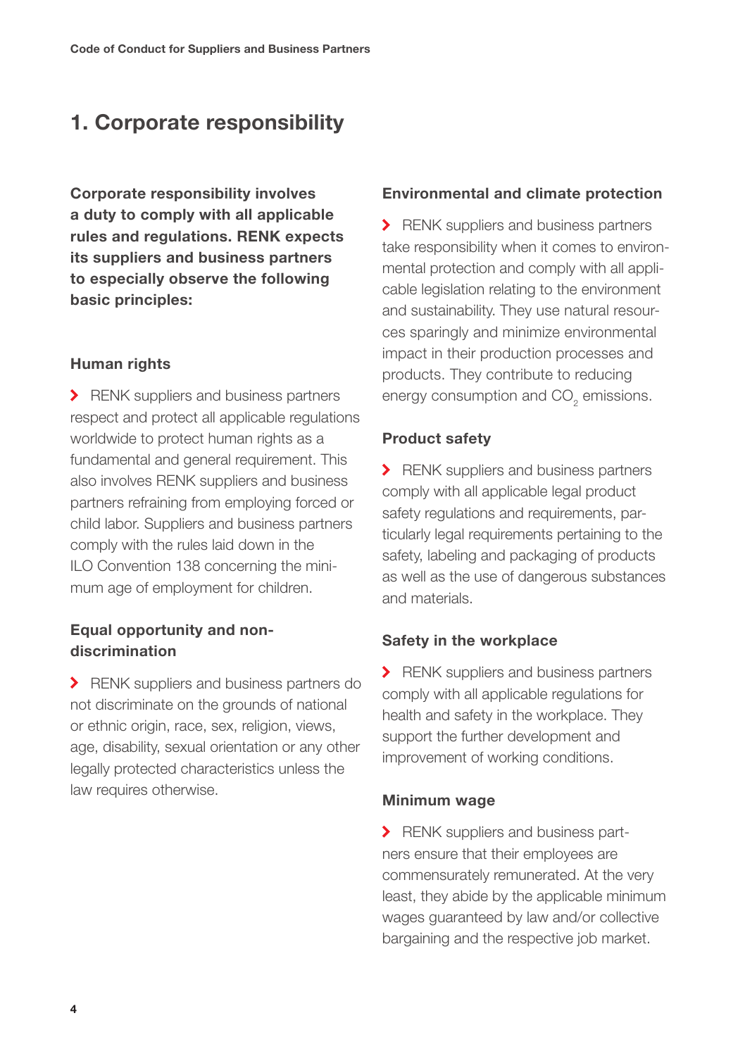# 1. Corporate responsibility

**Corporate responsibility involves a duty to comply with all applicable rules and regulations. RENK expects its suppliers and business partners to especially observe the following basic principles:**

### Human rights

› RENK suppliers and business partners respect and protect all applicable regulations worldwide to protect human rights as a fundamental and general requirement. This also involves RENK suppliers and business partners refraining from employing forced or child labor. Suppliers and business partners comply with the rules laid down in the ILO Convention 138 concerning the minimum age of employment for children.

### Equal opportunity and non-discrimination

› RENK suppliers and business partners do not discriminate on the grounds of national or ethnic origin, race, sex, religion, views, age, disability, sexual orientation or any other legally protected characteristics unless the law requires otherwise.

### Environmental and climate protection

› RENK suppliers and business partners take responsibility when it comes to environmental protection and comply with all applicable legislation relating to the environment and sustainability. They use natural resources sparingly and minimize environmental impact in their production processes and products. They contribute to reducing energy consumption and $CO_2$ emissions.

### Product safety

› RENK suppliers and business partners comply with all applicable legal product safety regulations and requirements, particularly legal requirements pertaining to the safety, labeling and packaging of products as well as the use of dangerous substances and materials.

### Safety in the workplace

› RENK suppliers and business partners comply with all applicable regulations for health and safety in the workplace. They support the further development and improvement of working conditions.

### Minimum wage

› RENK suppliers and business partners ensure that their employees are commensurately remunerated. At the very least, they abide by the applicable minimum wages guaranteed by law and/or collective bargaining and the respective job market.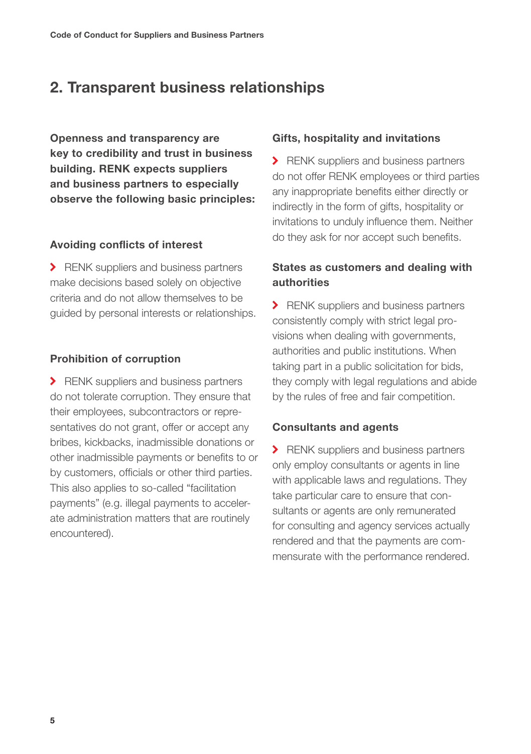## 2. Transparent business relationships

**Openness and transparency are key to credibility and trust in business building. RENK expects suppliers and business partners to especially observe the following basic principles:**

### Avoiding conflicts of interest

- RENK suppliers and business partners make decisions based solely on objective criteria and do not allow themselves to be guided by personal interests or relationships.

### Prohibition of corruption

- RENK suppliers and business partners do not tolerate corruption. They ensure that their employees, subcontractors or representatives do not grant, offer or accept any bribes, kickbacks, inadmissible donations or other inadmissible payments or benefits to or by customers, officials or other third parties. This also applies to so-called "facilitation payments" (e.g. illegal payments to accelerate administration matters that are routinely encountered).

### Gifts, hospitality and invitations

- RENK suppliers and business partners do not offer RENK employees or third parties any inappropriate benefits either directly or indirectly in the form of gifts, hospitality or invitations to unduly influence them. Neither do they ask for nor accept such benefits.

### States as customers and dealing with authorities

- RENK suppliers and business partners consistently comply with strict legal provisions when dealing with governments, authorities and public institutions. When taking part in a public solicitation for bids, they comply with legal regulations and abide by the rules of free and fair competition.

### Consultants and agents

- RENK suppliers and business partners only employ consultants or agents in line with applicable laws and regulations. They take particular care to ensure that consultants or agents are only remunerated for consulting and agency services actually rendered and that the payments are commensurate with the performance rendered.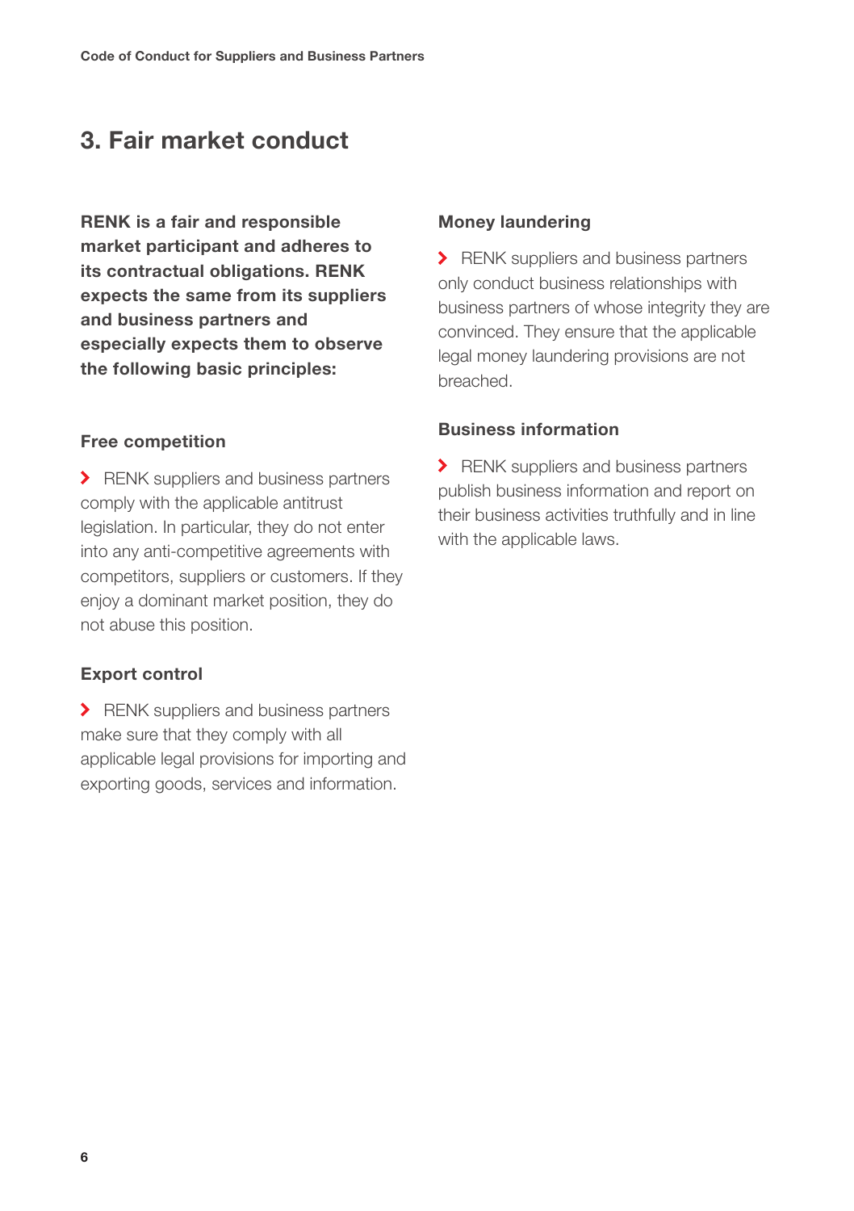# 3. Fair market conduct

**RENK is a fair and responsible market participant and adheres to its contractual obligations. RENK expects the same from its suppliers and business partners and especially expects them to observe the following basic principles:**

### Free competition

- RENK suppliers and business partners comply with the applicable antitrust legislation. In particular, they do not enter into any anti-competitive agreements with competitors, suppliers or customers. If they enjoy a dominant market position, they do not abuse this position.

### Export control

- RENK suppliers and business partners make sure that they comply with all applicable legal provisions for importing and exporting goods, services and information.

### Money laundering

- RENK suppliers and business partners only conduct business relationships with business partners of whose integrity they are convinced. They ensure that the applicable legal money laundering provisions are not breached.

### Business information

- RENK suppliers and business partners publish business information and report on their business activities truthfully and in line with the applicable laws.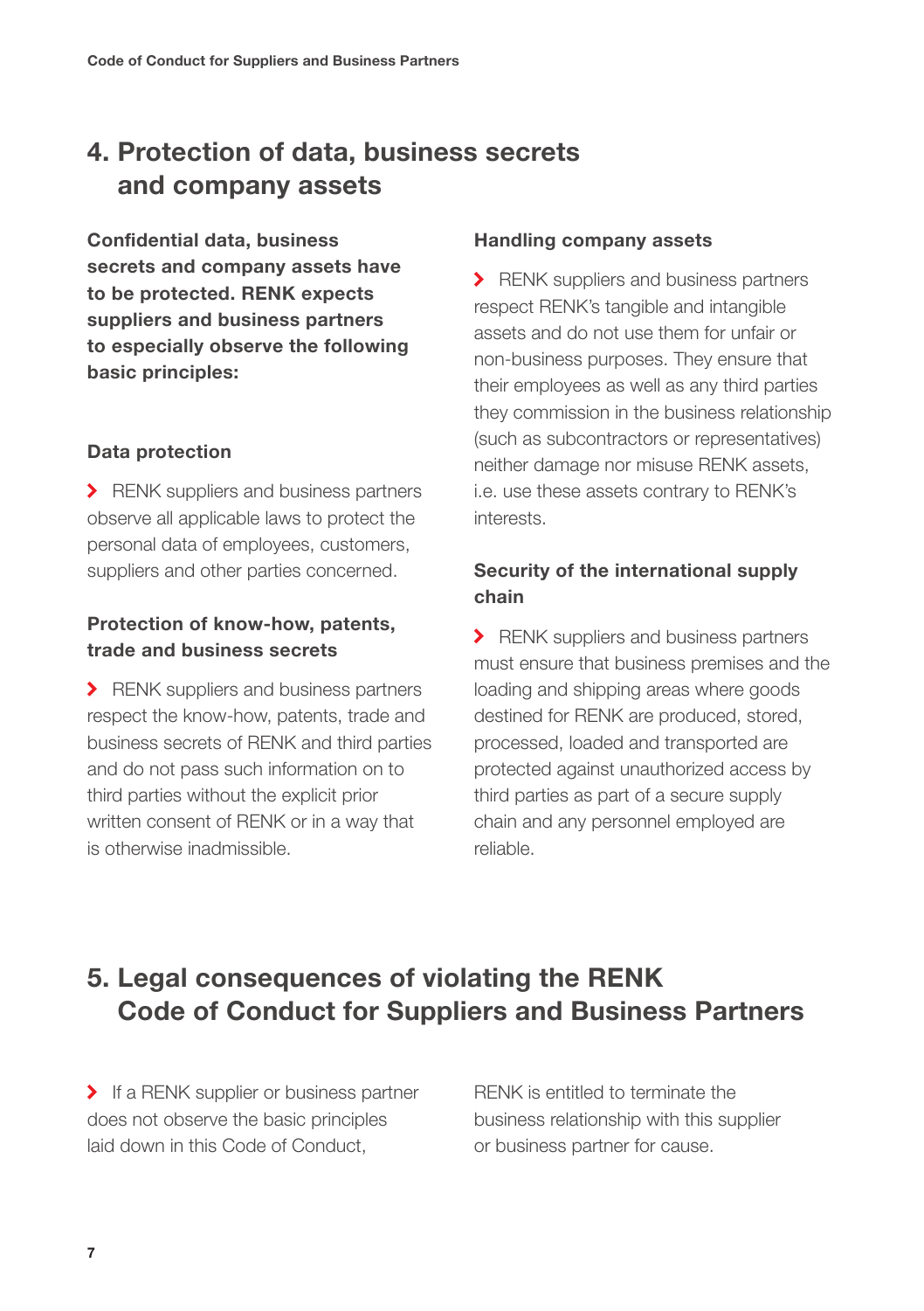## 4. Protection of data, business secrets and company assets

**Confidential data, business secrets and company assets have to be protected. RENK expects suppliers and business partners to especially observe the following basic principles:**

### Data protection

- RENK suppliers and business partners observe all applicable laws to protect the personal data of employees, customers, suppliers and other parties concerned.

### Protection of know-how, patents, trade and business secrets

- RENK suppliers and business partners respect the know-how, patents, trade and business secrets of RENK and third parties and do not pass such information on to third parties without the explicit prior written consent of RENK or in a way that is otherwise inadmissible.

### Handling company assets

- RENK suppliers and business partners respect RENK's tangible and intangible assets and do not use them for unfair or non-business purposes. They ensure that their employees as well as any third parties they commission in the business relationship (such as subcontractors or representatives) neither damage nor misuse RENK assets, i.e. use these assets contrary to RENK's interests.

### Security of the international supply chain

- RENK suppliers and business partners must ensure that business premises and the loading and shipping areas where goods destined for RENK are produced, stored, processed, loaded and transported are protected against unauthorized access by third parties as part of a secure supply chain and any personnel employed are reliable.

## 5. Legal consequences of violating the RENK Code of Conduct for Suppliers and Business Partners

- If a RENK supplier or business partner does not observe the basic principles laid down in this Code of Conduct, RENK is entitled to terminate the business relationship with this supplier or business partner for cause.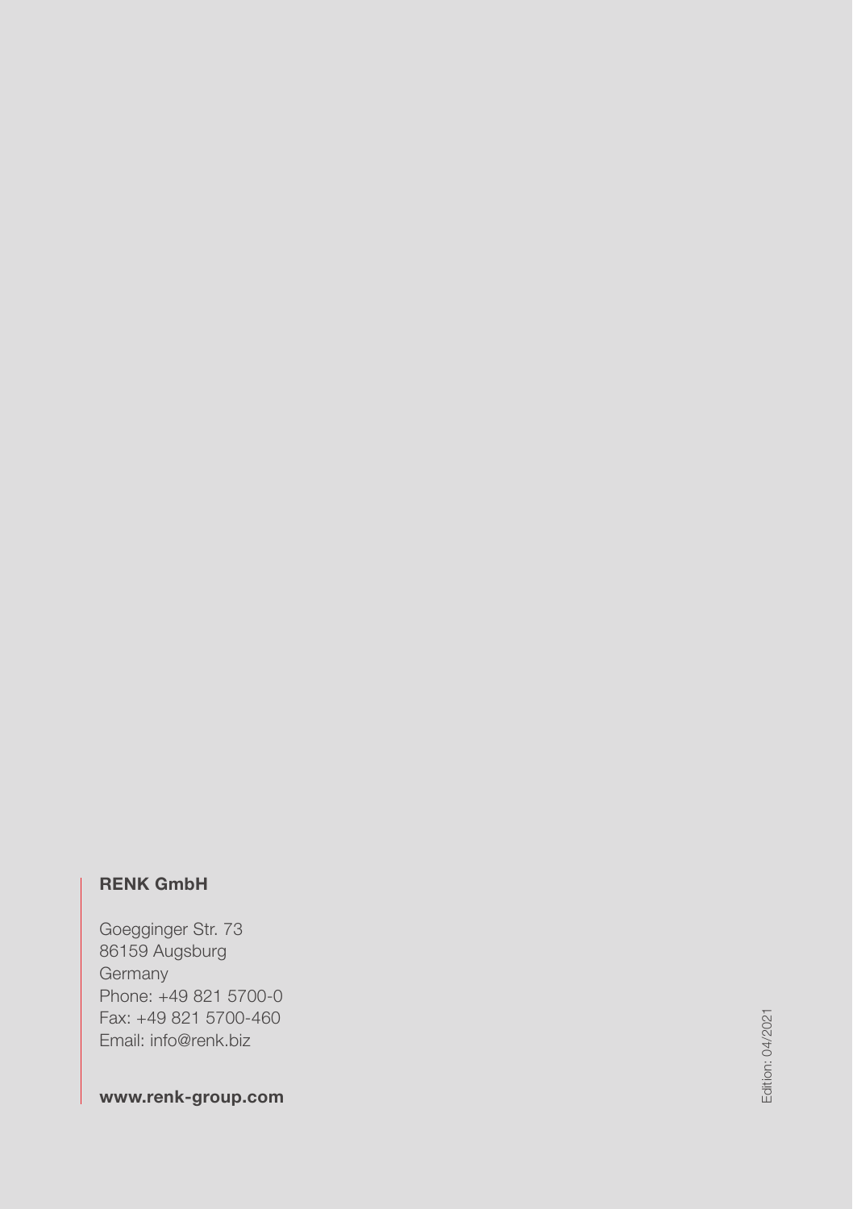**RENK GmbH**

Goegginger Str. 73
86159 Augsburg
Germany
Phone: +49 821 5700-0
Fax: +49 821 5700-460
Email: info@renk.biz

**www.renk-group.com**

Edition: 04/2021